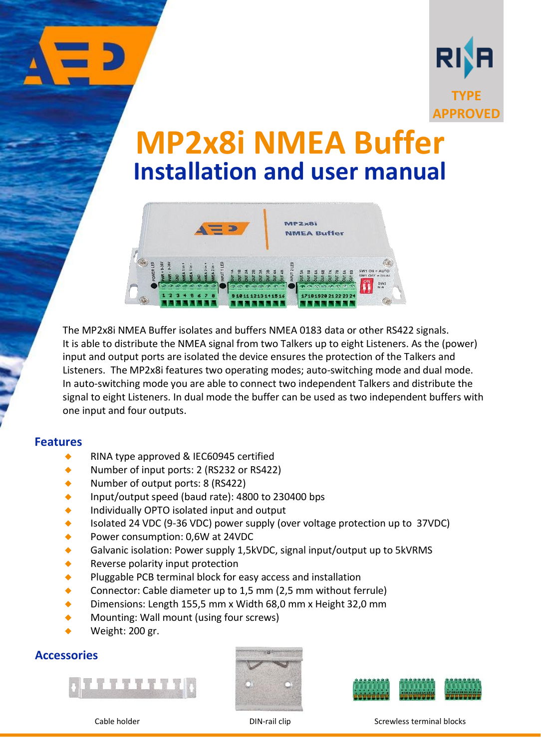RINA TYPE APPROVED

# MP2x8i NMEA Buffer

## Installation and user manual

The MP2x8i NMEA Buffer isolates and buffers NMEA 0183 data or other RS422 signals. It is able to distribute the NMEA signal from two Talkers up to eight Listeners. As the (power) input and output ports are isolated the device ensures the protection of the Talkers and Listeners. The MP2x8i features two operating modes; auto-switching mode and dual mode. In auto-switching mode you are able to connect two independent Talkers and distribute the signal to eight Listeners. In dual mode the buffer can be used as two independent buffers with one input and four outputs.

### Features

- RINA type approved & IEC60945 certified
- Number of input ports: 2 (RS232 or RS422)
- Number of output ports: 8 (RS422)
- Input/output speed (baud rate): 4800 to 230400 bps
- Individually OPTO isolated input and output
- Isolated 24 VDC (9-36 VDC) power supply (over voltage protection up to 37VDC)
- Power consumption: 0,6W at 24VDC
- Galvanic isolation: Power supply 1,5kVDC, signal input/output up to 5kVRMS
- Reverse polarity input protection
- Pluggable PCB terminal block for easy access and installation
- Connector: Cable diameter up to 1,5 mm (2,5 mm without ferrule)
- Dimensions: Length 155,5 mm x Width 68,0 mm x Height 32,0 mm
- Mounting: Wall mount (using four screws)
- Weight: 200 gr.

### Accessories

Cable holder

DIN-rail clip

Screwless terminal blocks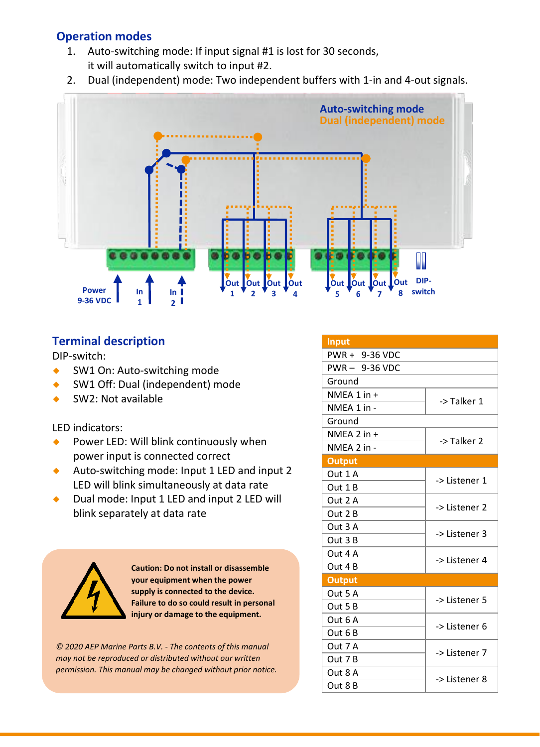## Operation modes

1. Auto-switching mode: If input signal #1 is lost for 30 seconds, it will automatically switch to input #2.
2. Dual (independent) mode: Two independent buffers with 1-in and 4-out signals.

Auto-switching mode
Dual (independent) mode

Power 9-36 VDC
In 1
In 2
Out 1
Out 2
Out 3
Out 4
Out 5
Out 6
Out 7
Out 8
DIP-switch

## Terminal description

DIP-switch:

- SW1 On: Auto-switching mode
- SW1 Off: Dual (independent) mode
- SW2: Not available

LED indicators:

- Power LED: Will blink continuously when power input is connected correct
- Auto-switching mode: Input 1 LED and input 2 LED will blink simultaneously at data rate
- Dual mode: Input 1 LED and input 2 LED will blink separately at data rate

| Input | |
|---|---|
| PWR + 9-36 VDC | |
| PWR – 9-36 VDC | |
| Ground | |
| NMEA 1 in + | -> Talker 1 |
| NMEA 1 in - | |
| Ground | |
| NMEA 2 in + | -> Talker 2 |
| NMEA 2 in - | |
| **Output** | |
| Out 1 A | -> Listener 1 |
| Out 1 B | |
| Out 2 A | -> Listener 2 |
| Out 2 B | |
| Out 3 A | -> Listener 3 |
| Out 3 B | |
| Out 4 A | -> Listener 4 |
| Out 4 B | |
| **Output** | |
| Out 5 A | -> Listener 5 |
| Out 5 B | |
| Out 6 A | -> Listener 6 |
| Out 6 B | |
| Out 7 A | -> Listener 7 |
| Out 7 B | |
| Out 8 A | -> Listener 8 |
| Out 8 B | |

**Caution: Do not install or disassemble your equipment when the power supply is connected to the device. Failure to do so could result in personal injury or damage to the equipment.**

*© 2020 AEP Marine Parts B.V. - The contents of this manual may not be reproduced or distributed without our written permission. This manual may be changed without prior notice.*